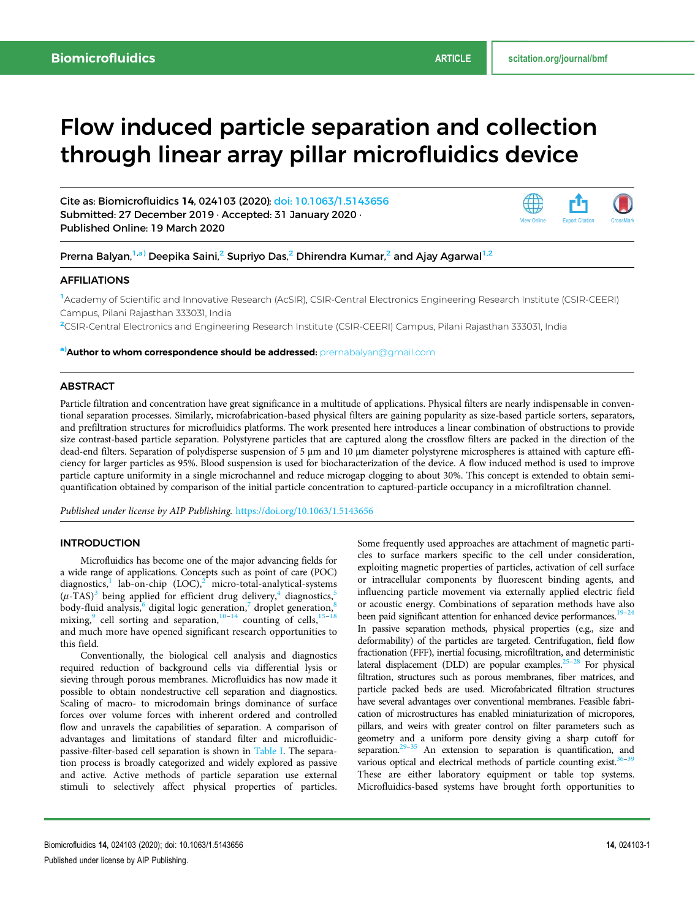# Flow induced particle separation and collection through linear array pillar microfluidics device

Cite as: Biomicrofluidics **14**, 024103 (2020); doi: 10.1063/1.5143656
Submitted: 27 December 2019 · Accepted: 31 January 2020 ·
Published Online: 19 March 2020

Prerna Balyan,[1,a)] Deepika Saini,[2] Supriyo Das,[2] Dhirendra Kumar,[2] and Ajay Agarwal[1,2]

## AFFILIATIONS

[1]Academy of Scientific and Innovative Research (AcSIR), CSIR-Central Electronics Engineering Research Institute (CSIR-CEERI) Campus, Pilani Rajasthan 333031, India

[2]CSIR-Central Electronics and Engineering Research Institute (CSIR-CEERI) Campus, Pilani Rajasthan 333031, India

[a)]**Author to whom correspondence should be addressed:** prernabalyan@gmail.com

## ABSTRACT

Particle filtration and concentration have great significance in a multitude of applications. Physical filters are nearly indispensable in conventional separation processes. Similarly, microfabrication-based physical filters are gaining popularity as size-based particle sorters, separators, and prefiltration structures for microfluidics platforms. The work presented here introduces a linear combination of obstructions to provide size contrast-based particle separation. Polystyrene particles that are captured along the crossflow filters are packed in the direction of the dead-end filters. Separation of polydisperse suspension of 5 μm and 10 μm diameter polystyrene microspheres is attained with capture efficiency for larger particles as 95%. Blood suspension is used for biocharacterization of the device. A flow induced method is used to improve particle capture uniformity in a single microchannel and reduce microgap clogging to about 30%. This concept is extended to obtain semi-quantification obtained by comparison of the initial particle concentration to captured-particle occupancy in a microfiltration channel.

*Published under license by AIP Publishing.* https://doi.org/10.1063/1.5143656

## INTRODUCTION

Microfluidics has become one of the major advancing fields for a wide range of applications. Concepts such as point of care (POC) diagnostics,[1] lab-on-chip (LOC),[2] micro-total-analytical-systems (μ-TAS)[3] being applied for efficient drug delivery,[4] diagnostics,[5] body-fluid analysis,[6] digital logic generation,[7] droplet generation,[8] mixing,[9] cell sorting and separation,[10–14] counting of cells,[15–18] and much more have opened significant research opportunities to this field.

Conventionally, the biological cell analysis and diagnostics required reduction of background cells via differential lysis or sieving through porous membranes. Microfluidics has now made it possible to obtain nondestructive cell separation and diagnostics. Scaling of macro- to microdomain brings dominance of surface forces over volume forces with inherent ordered and controlled flow and unravels the capabilities of separation. A comparison of advantages and limitations of standard filter and microfluidic-passive-filter-based cell separation is shown in Table I. The separation process is broadly categorized and widely explored as passive and active. Active methods of particle separation use external stimuli to selectively affect physical properties of particles. Some frequently used approaches are attachment of magnetic particles to surface markers specific to the cell under consideration, exploiting magnetic properties of particles, activation of cell surface or intracellular components by fluorescent binding agents, and influencing particle movement via externally applied electric field or acoustic energy. Combinations of separation methods have also been paid significant attention for enhanced device performances.[19–24] In passive separation methods, physical properties (e.g., size and deformability) of the particles are targeted. Centrifugation, field flow fractionation (FFF), inertial focusing, microfiltration, and deterministic lateral displacement (DLD) are popular examples.[25–28] For physical filtration, structures such as porous membranes, fiber matrices, and particle packed beds are used. Microfabricated filtration structures have several advantages over conventional membranes. Feasible fabrication of microstructures has enabled miniaturization of micropores, pillars, and weirs with greater control on filter parameters such as geometry and a uniform pore density giving a sharp cutoff for separation.[29–35] An extension to separation is quantification, and various optical and electrical methods of particle counting exist.[36–39] These are either laboratory equipment or table top systems. Microfluidics-based systems have brought forth opportunities to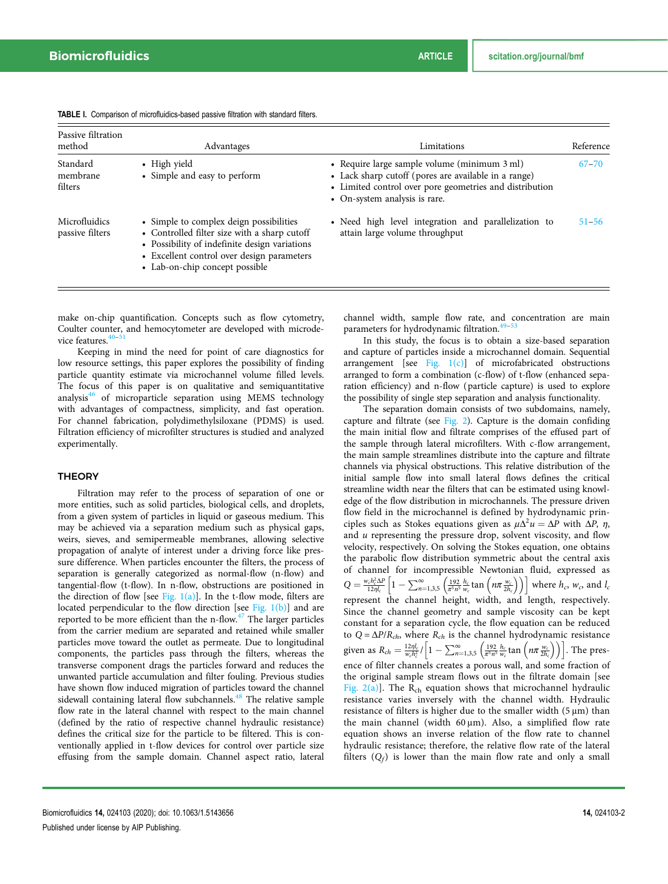TABLE I. Comparison of microfluidics-based passive filtration with standard filters.

| Passive filtration method | Advantages | Limitations | Reference |
|---|---|---|---|
| Standard membrane filters | • High yield<br>• Simple and easy to perform | • Require large sample volume (minimum 3 ml)<br>• Lack sharp cutoff (pores are available in a range)<br>• Limited control over pore geometries and distribution<br>• On-system analysis is rare. | 67–70 |
| Microfluidics passive filters | • Simple to complex deign possibilities<br>• Controlled filter size with a sharp cutoff<br>• Possibility of indefinite design variations<br>• Excellent control over design parameters<br>• Lab-on-chip concept possible | • Need high level integration and parallelization to attain large volume throughput | 51–56 |

make on-chip quantification. Concepts such as flow cytometry, Coulter counter, and hemocytometer are developed with microdevice features.[40–51]

Keeping in mind the need for point of care diagnostics for low resource settings, this paper explores the possibility of finding particle quantity estimate via microchannel volume filled levels. The focus of this paper is on qualitative and semiquantitative analysis[46] of microparticle separation using MEMS technology with advantages of compactness, simplicity, and fast operation. For channel fabrication, polydimethylsiloxane (PDMS) is used. Filtration efficiency of microfilter structures is studied and analyzed experimentally.

## THEORY

Filtration may refer to the process of separation of one or more entities, such as solid particles, biological cells, and droplets, from a given system of particles in liquid or gaseous medium. This may be achieved via a separation medium such as physical gaps, weirs, sieves, and semipermeable membranes, allowing selective propagation of analyte of interest under a driving force like pressure difference. When particles encounter the filters, the process of separation is generally categorized as normal-flow (n-flow) and tangential-flow (t-flow). In n-flow, obstructions are positioned in the direction of flow [see Fig. 1(a)]. In the t-flow mode, filters are located perpendicular to the flow direction [see Fig. 1(b)] and are reported to be more efficient than the n-flow.[47] The larger particles from the carrier medium are separated and retained while smaller particles move toward the outlet as permeate. Due to longitudinal components, the particles pass through the filters, whereas the transverse component drags the particles forward and reduces the unwanted particle accumulation and filter fouling. Previous studies have shown flow induced migration of particles toward the channel sidewall containing lateral flow subchannels.[48] The relative sample flow rate in the lateral channel with respect to the main channel (defined by the ratio of respective channel hydraulic resistance) defines the critical size for the particle to be filtered. This is conventionally applied in t-flow devices for control over particle size effusing from the sample domain. Channel aspect ratio, lateral channel width, sample flow rate, and concentration are main parameters for hydrodynamic filtration.[49–53]

In this study, the focus is to obtain a size-based separation and capture of particles inside a microchannel domain. Sequential arrangement [see Fig. 1(c)] of microfabricated obstructions arranged to form a combination (c-flow) of t-flow (enhanced separation efficiency) and n-flow (particle capture) is used to explore the possibility of single step separation and analysis functionality.

The separation domain consists of two subdomains, namely, capture and filtrate (see Fig. 2). Capture is the domain confiding the main initial flow and filtrate comprises of the effused part of the sample through lateral microfilters. With c-flow arrangement, the main sample streamlines distribute into the capture and filtrate channels via physical obstructions. This relative distribution of the initial sample flow into small lateral flows defines the critical streamline width near the filters that can be estimated using knowledge of the flow distribution in microchannels. The pressure driven flow field in the microchannel is defined by hydrodynamic principles such as Stokes equations given as $\mu\Delta^2 u = \Delta P$ with $\Delta P$, $\eta$, and $u$ representing the pressure drop, solvent viscosity, and flow velocity, respectively. On solving the Stokes equation, one obtains the parabolic flow distribution symmetric about the central axis of channel for incompressible Newtonian fluid, expressed as $Q = \frac{w_c h_c^3 \Delta P}{12\eta l_c}\left[1 - \sum_{n=1,3,5}^{\infty}\left(\frac{192}{\pi^5 n^5}\frac{h_c}{w_c}\tan\left(n\pi\frac{w_c}{2h_c}\right)\right)\right]$ where $h_c$, $w_c$, and $l_c$ represent the channel height, width, and length, respectively. Since the channel geometry and sample viscosity can be kept constant for a separation cycle, the flow equation can be reduced to $Q = \Delta P/R_{ch}$, where $R_{ch}$ is the channel hydrodynamic resistance given as $R_{ch} = \frac{12\eta l_c}{w_c h_c^3}/\left[1 - \sum_{n=1,3,5}^{\infty}\left(\frac{192}{\pi^5 n^5}\frac{h_c}{w_c}\tan\left(n\pi\frac{w_c}{2h_c}\right)\right)\right]$. The presence of filter channels creates a porous wall, and some fraction of the original sample stream flows out in the filtrate domain [see Fig. 2(a)]. The $R_{ch}$ equation shows that microchannel hydraulic resistance varies inversely with the channel width. Hydraulic resistance of filters is higher due to the smaller width (5 μm) than the main channel (width 60 μm). Also, a simplified flow rate equation shows an inverse relation of the flow rate to channel hydraulic resistance; therefore, the relative flow rate of the lateral filters ($Q_f$) is lower than the main flow rate and only a small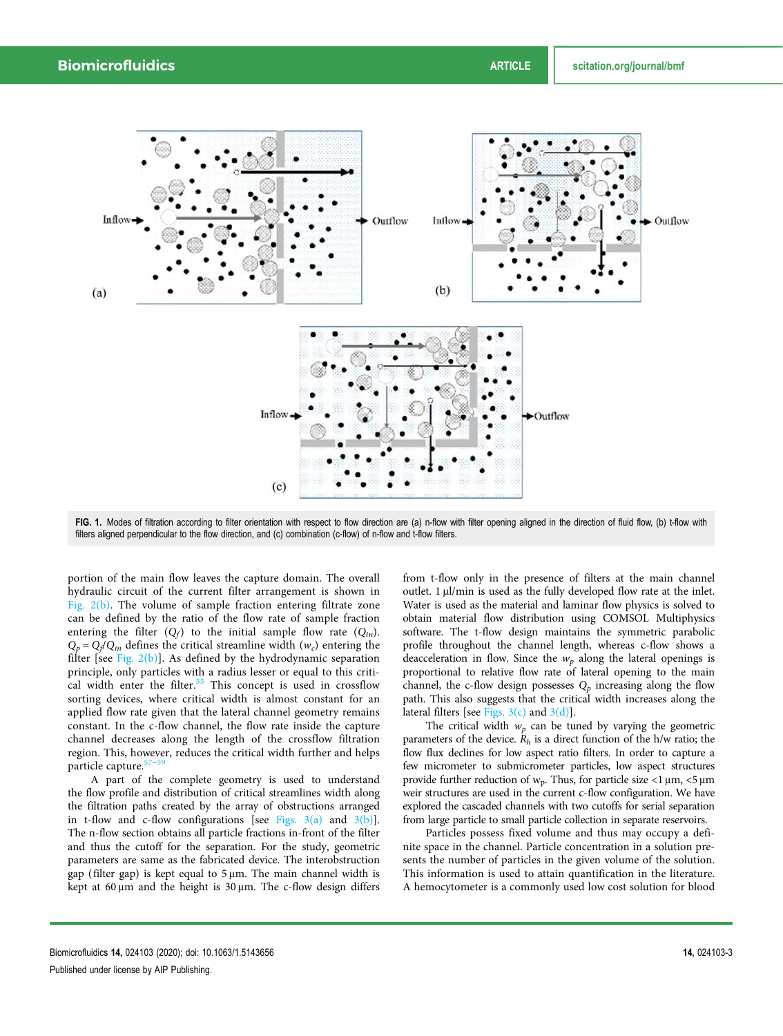FIG. 1. Modes of filtration according to filter orientation with respect to flow direction are (a) n-flow with filter opening aligned in the direction of fluid flow, (b) t-flow with filters aligned perpendicular to the flow direction, and (c) combination (c-flow) of n-flow and t-flow filters.

portion of the main flow leaves the capture domain. The overall hydraulic circuit of the current filter arrangement is shown in Fig. 2(b). The volume of sample fraction entering filtrate zone can be defined by the ratio of the flow rate of sample fraction entering the filter ($Q_f$) to the initial sample flow rate ($Q_{in}$). $Q_p = Q_f/Q_{in}$ defines the critical streamline width ($w_c$) entering the filter [see Fig. 2(b)]. As defined by the hydrodynamic separation principle, only particles with a radius lesser or equal to this critical width enter the filter.[55] This concept is used in crossflow sorting devices, where critical width is almost constant for an applied flow rate given that the lateral channel geometry remains constant. In the c-flow channel, the flow rate inside the capture channel decreases along the length of the crossflow filtration region. This, however, reduces the critical width further and helps particle capture.[57–59]

A part of the complete geometry is used to understand the flow profile and distribution of critical streamlines width along the filtration paths created by the array of obstructions arranged in t-flow and c-flow configurations [see Figs. 3(a) and 3(b)]. The n-flow section obtains all particle fractions in-front of the filter and thus the cutoff for the separation. For the study, geometric parameters are same as the fabricated device. The interobstruction gap (filter gap) is kept equal to 5 μm. The main channel width is kept at 60 μm and the height is 30 μm. The c-flow design differs from t-flow only in the presence of filters at the main channel outlet. 1 μl/min is used as the fully developed flow rate at the inlet. Water is used as the material and laminar flow physics is solved to obtain material flow distribution using COMSOL Multiphysics software. The t-flow design maintains the symmetric parabolic profile throughout the channel length, whereas c-flow shows a deacceleration in flow. Since the $w_p$ along the lateral openings is proportional to relative flow rate of lateral opening to the main channel, the c-flow design possesses $Q_p$ increasing along the flow path. This also suggests that the critical width increases along the lateral filters [see Figs. 3(c) and 3(d)].

The critical width $w_p$ can be tuned by varying the geometric parameters of the device. $R_h$ is a direct function of the h/w ratio; the flow flux declines for low aspect ratio filters. In order to capture a few micrometer to submicrometer particles, low aspect structures provide further reduction of $w_p$. Thus, for particle size <1 μm, <5 μm weir structures are used in the current c-flow configuration. We have explored the cascaded channels with two cutoffs for serial separation from large particle to small particle collection in separate reservoirs.

Particles possess fixed volume and thus may occupy a definite space in the channel. Particle concentration in a solution presents the number of particles in the given volume of the solution. This information is used to attain quantification in the literature. A hemocytometer is a commonly used low cost solution for blood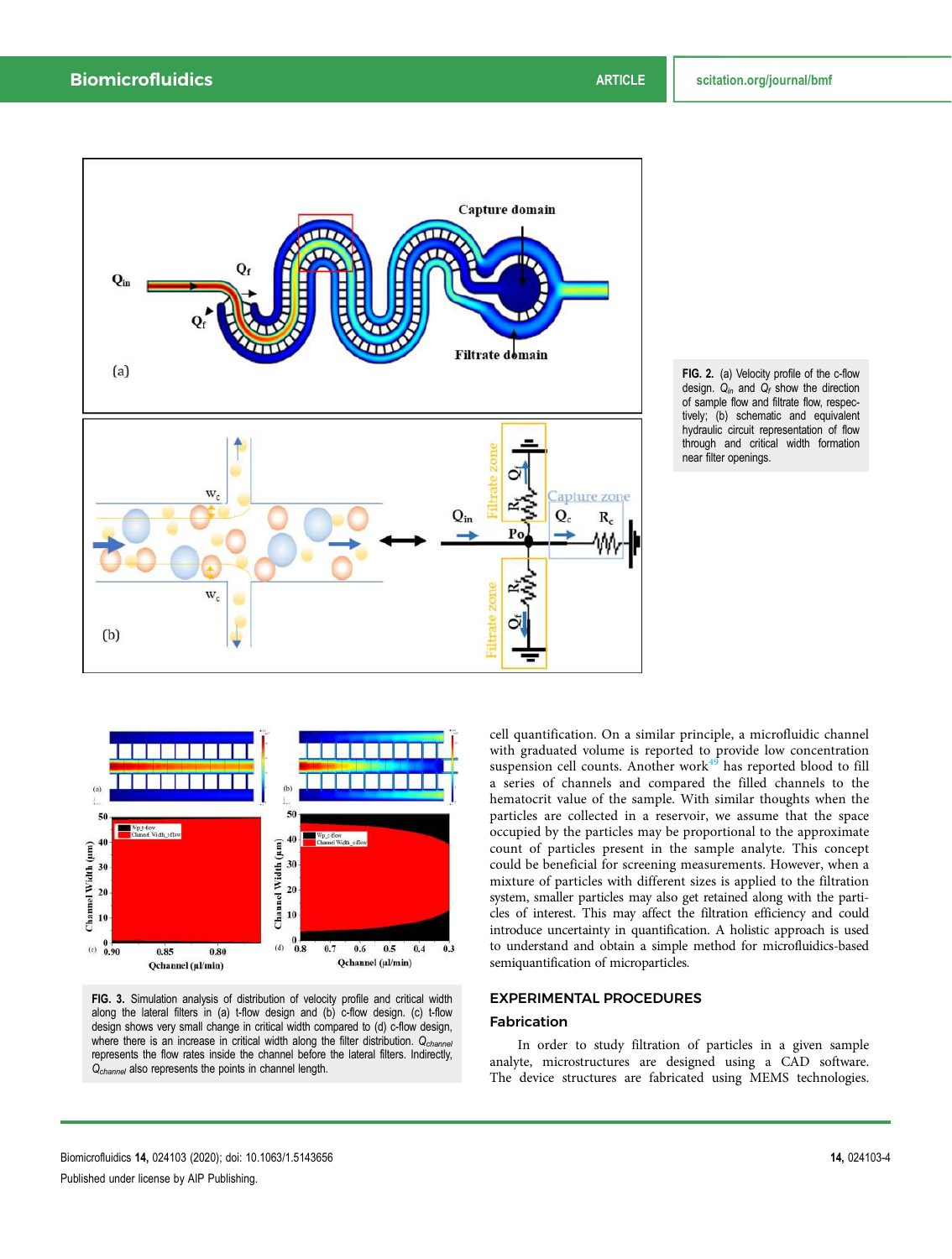FIG. 2. (a) Velocity profile of the c-flow design. $Q_{in}$ and $Q_f$ show the direction of sample flow and filtrate flow, respectively; (b) schematic and equivalent hydraulic circuit representation of flow through and critical width formation near filter openings.

FIG. 3. Simulation analysis of distribution of velocity profile and critical width along the lateral filters in (a) t-flow design and (b) c-flow design. (c) t-flow design shows very small change in critical width compared to (d) c-flow design, where there is an increase in critical width along the filter distribution. $Q_{channel}$ represents the flow rates inside the channel before the lateral filters. Indirectly, $Q_{channel}$ also represents the points in channel length.

cell quantification. On a similar principle, a microfluidic channel with graduated volume is reported to provide low concentration suspension cell counts. Another work[49] has reported blood to fill a series of channels and compared the filled channels to the hematocrit value of the sample. With similar thoughts when the particles are collected in a reservoir, we assume that the space occupied by the particles may be proportional to the approximate count of particles present in the sample analyte. This concept could be beneficial for screening measurements. However, when a mixture of particles with different sizes is applied to the filtration system, smaller particles may also get retained along with the particles of interest. This may affect the filtration efficiency and could introduce uncertainty in quantification. A holistic approach is used to understand and obtain a simple method for microfluidics-based semiquantification of microparticles.

## EXPERIMENTAL PROCEDURES

### Fabrication

In order to study filtration of particles in a given sample analyte, microstructures are designed using a CAD software. The device structures are fabricated using MEMS technologies.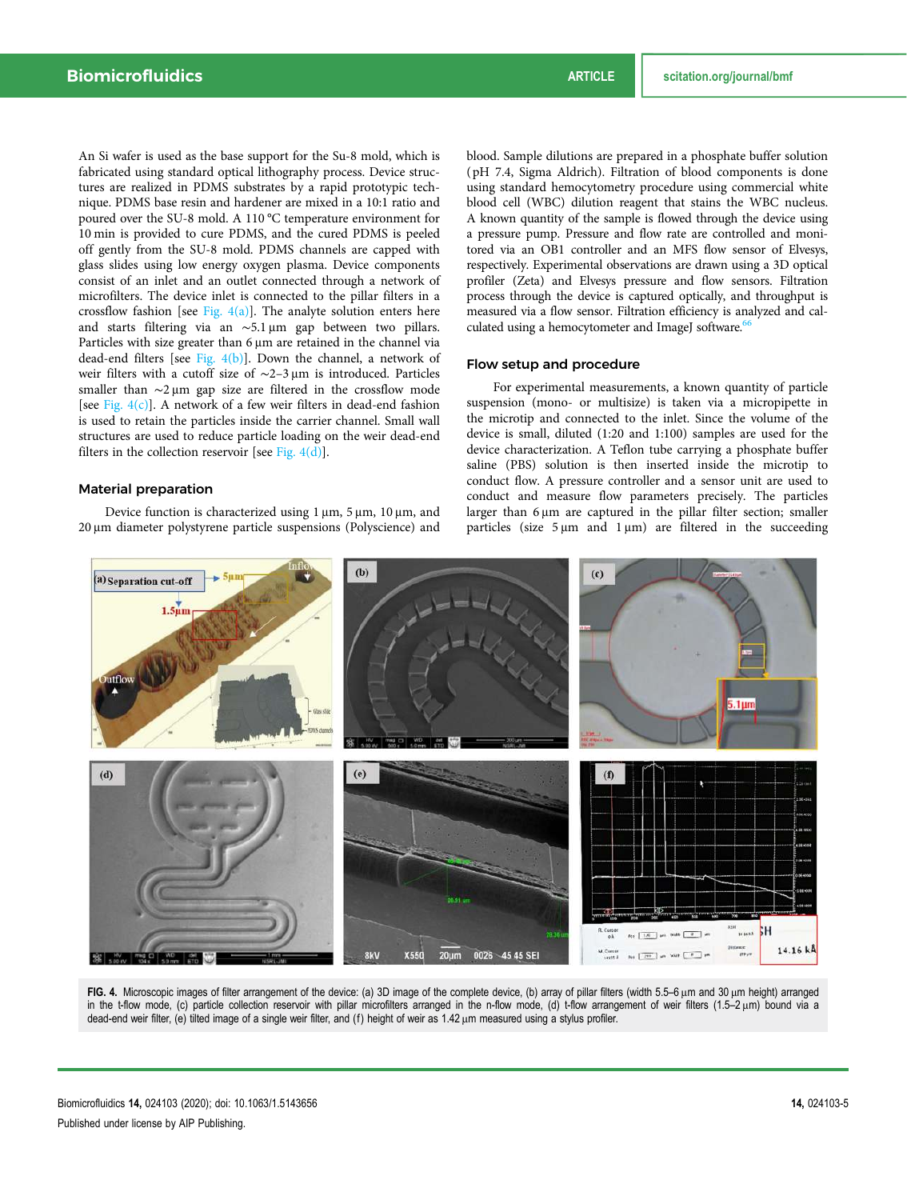An Si wafer is used as the base support for the Su-8 mold, which is fabricated using standard optical lithography process. Device structures are realized in PDMS substrates by a rapid prototypic technique. PDMS base resin and hardener are mixed in a 10:1 ratio and poured over the SU-8 mold. A 110 °C temperature environment for 10 min is provided to cure PDMS, and the cured PDMS is peeled off gently from the SU-8 mold. PDMS channels are capped with glass slides using low energy oxygen plasma. Device components consist of an inlet and an outlet connected through a network of microfilters. The device inlet is connected to the pillar filters in a crossflow fashion [see Fig. 4(a)]. The analyte solution enters here and starts filtering via an ∼5.1 μm gap between two pillars. Particles with size greater than 6 μm are retained in the channel via dead-end filters [see Fig. 4(b)]. Down the channel, a network of weir filters with a cutoff size of ∼2–3 μm is introduced. Particles smaller than ∼2 μm gap size are filtered in the crossflow mode [see Fig. 4(c)]. A network of a few weir filters in dead-end fashion is used to retain the particles inside the carrier channel. Small wall structures are used to reduce particle loading on the weir dead-end filters in the collection reservoir [see Fig. 4(d)].

### Material preparation

Device function is characterized using 1 μm, 5 μm, 10 μm, and 20 μm diameter polystyrene particle suspensions (Polyscience) and blood. Sample dilutions are prepared in a phosphate buffer solution (pH 7.4, Sigma Aldrich). Filtration of blood components is done using standard hemocytometry procedure using commercial white blood cell (WBC) dilution reagent that stains the WBC nucleus. A known quantity of the sample is flowed through the device using a pressure pump. Pressure and flow rate are controlled and monitored via an OB1 controller and an MFS flow sensor of Elvesys, respectively. Experimental observations are drawn using a 3D optical profiler (Zeta) and Elvesys pressure and flow sensors. Filtration process through the device is captured optically, and throughput is measured via a flow sensor. Filtration efficiency is analyzed and calculated using a hemocytometer and ImageJ software.[66]

### Flow setup and procedure

For experimental measurements, a known quantity of particle suspension (mono- or multisize) is taken via a micropipette in the microtip and connected to the inlet. Since the volume of the device is small, diluted (1:20 and 1:100) samples are used for the device characterization. A Teflon tube carrying a phosphate buffer saline (PBS) solution is then inserted inside the microtip to conduct flow. A pressure controller and a sensor unit are used to conduct and measure flow parameters precisely. The particles larger than 6 μm are captured in the pillar filter section; smaller particles (size 5 μm and 1 μm) are filtered in the succeeding

FIG. 4. Microscopic images of filter arrangement of the device: (a) 3D image of the complete device, (b) array of pillar filters (width 5.5–6 μm and 30 μm height) arranged in the t-flow mode, (c) particle collection reservoir with pillar microfilters arranged in the n-flow mode, (d) t-flow arrangement of weir filters (1.5–2 μm) bound via a dead-end weir filter, (e) tilted image of a single weir filter, and (f) height of weir as 1.42 μm measured using a stylus profiler.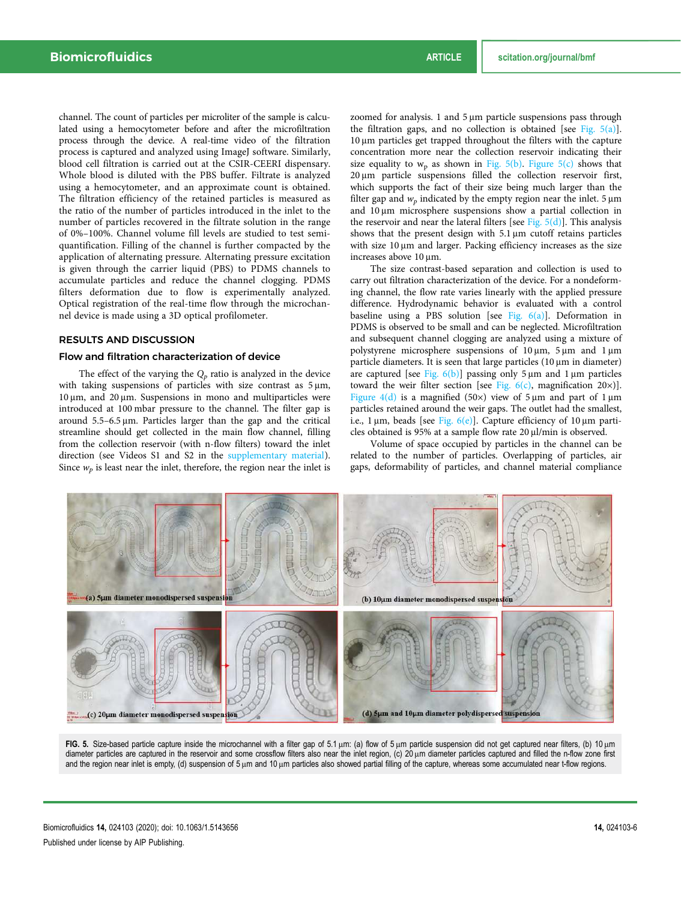channel. The count of particles per microliter of the sample is calculated using a hemocytometer before and after the microfiltration process through the device. A real-time video of the filtration process is captured and analyzed using ImageJ software. Similarly, blood cell filtration is carried out at the CSIR-CEERI dispensary. Whole blood is diluted with the PBS buffer. Filtrate is analyzed using a hemocytometer, and an approximate count is obtained. The filtration efficiency of the retained particles is measured as the ratio of the number of particles introduced in the inlet to the number of particles recovered in the filtrate solution in the range of 0%–100%. Channel volume fill levels are studied to test semi-quantification. Filling of the channel is further compacted by the application of alternating pressure. Alternating pressure excitation is given through the carrier liquid (PBS) to PDMS channels to accumulate particles and reduce the channel clogging. PDMS filters deformation due to flow is experimentally analyzed. Optical registration of the real-time flow through the microchannel device is made using a 3D optical profilometer.

## RESULTS AND DISCUSSION

### Flow and filtration characterization of device

The effect of the varying the $Q_p$ ratio is analyzed in the device with taking suspensions of particles with size contrast as 5 μm, 10 μm, and 20 μm. Suspensions in mono and multiparticles were introduced at 100 mbar pressure to the channel. The filter gap is around 5.5–6.5 μm. Particles larger than the gap and the critical streamline should get collected in the main flow channel, filling from the collection reservoir (with n-flow filters) toward the inlet direction (see Videos S1 and S2 in the supplementary material). Since $w_p$ is least near the inlet, therefore, the region near the inlet is zoomed for analysis. 1 and 5 μm particle suspensions pass through the filtration gaps, and no collection is obtained [see Fig. 5(a)]. 10 μm particles get trapped throughout the filters with the capture concentration more near the collection reservoir indicating their size equality to $w_p$ as shown in Fig. 5(b). Figure 5(c) shows that 20 μm particle suspensions filled the collection reservoir first, which supports the fact of their size being much larger than the filter gap and $w_p$ indicated by the empty region near the inlet. 5 μm and 10 μm microsphere suspensions show a partial collection in the reservoir and near the lateral filters [see Fig. 5(d)]. This analysis shows that the present design with 5.1 μm cutoff retains particles with size 10 μm and larger. Packing efficiency increases as the size increases above 10 μm.

The size contrast-based separation and collection is used to carry out filtration characterization of the device. For a nondeforming channel, the flow rate varies linearly with the applied pressure difference. Hydrodynamic behavior is evaluated with a control baseline using a PBS solution [see Fig. 6(a)]. Deformation in PDMS is observed to be small and can be neglected. Microfiltration and subsequent channel clogging are analyzed using a mixture of polystyrene microsphere suspensions of 10 μm, 5 μm and 1 μm particle diameters. It is seen that large particles (10 μm in diameter) are captured [see Fig. 6(b)] passing only 5 μm and 1 μm particles toward the weir filter section [see Fig. 6(c), magnification 20×)]. Figure 4(d) is a magnified (50×) view of 5 μm and part of 1 μm particles retained around the weir gaps. The outlet had the smallest, i.e., 1 μm, beads [see Fig. 6(e)]. Capture efficiency of 10 μm particles obtained is 95% at a sample flow rate 20 μl/min is observed.

Volume of space occupied by particles in the channel can be related to the number of particles. Overlapping of particles, air gaps, deformability of particles, and channel material compliance

FIG. 5. Size-based particle capture inside the microchannel with a filter gap of 5.1 μm: (a) flow of 5 μm particle suspension did not get captured near filters, (b) 10 μm diameter particles are captured in the reservoir and some crossflow filters also near the inlet region, (c) 20 μm diameter particles captured and filled the n-flow zone first and the region near inlet is empty, (d) suspension of 5 μm and 10 μm particles also showed partial filling of the capture, whereas some accumulated near t-flow regions.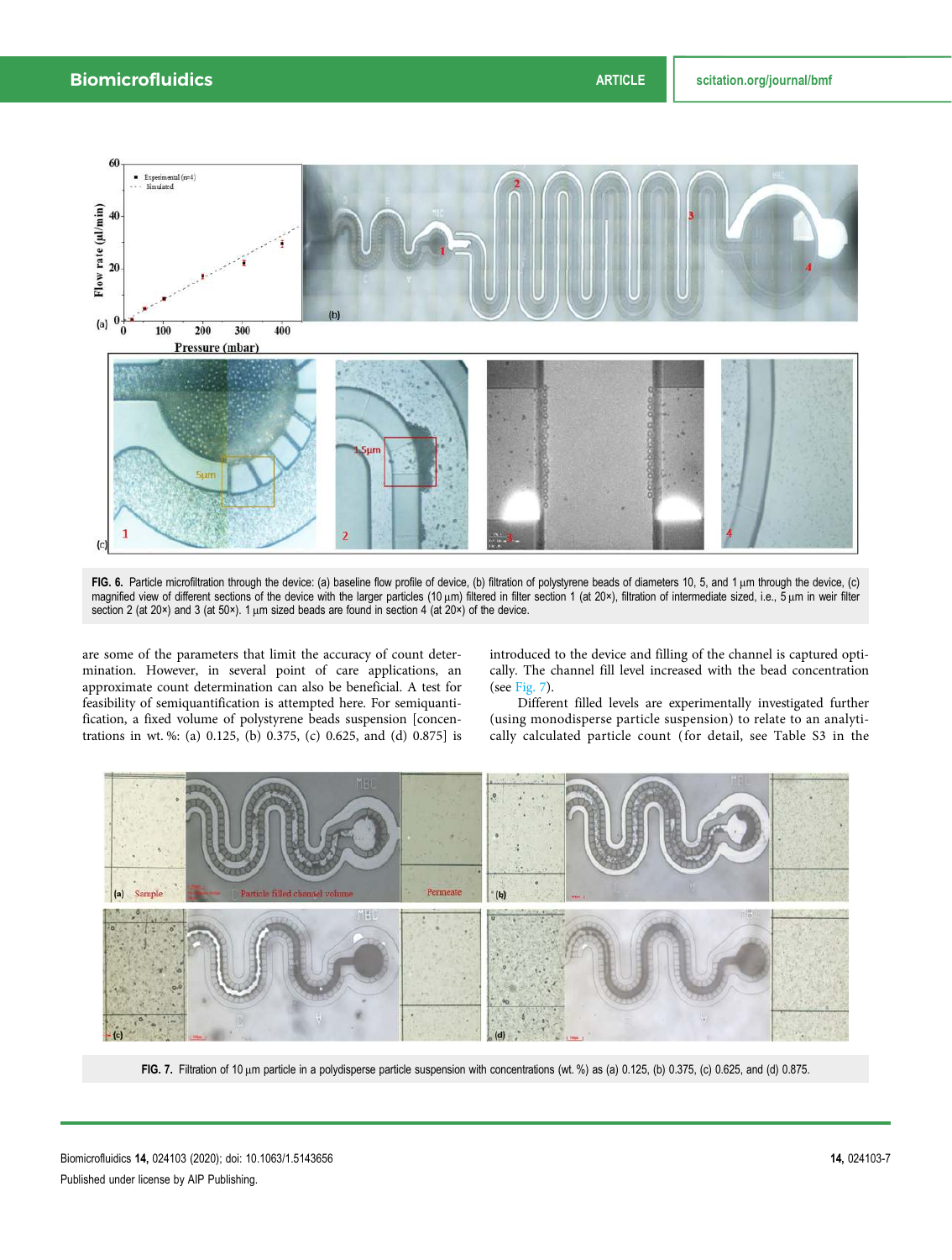FIG. 6. Particle microfiltration through the device: (a) baseline flow profile of device, (b) filtration of polystyrene beads of diameters 10, 5, and 1 μm through the device, (c) magnified view of different sections of the device with the larger particles (10 μm) filtered in filter section 1 (at 20×), filtration of intermediate sized, i.e., 5 μm in weir filter section 2 (at 20×) and 3 (at 50×). 1 μm sized beads are found in section 4 (at 20×) of the device.

are some of the parameters that limit the accuracy of count determination. However, in several point of care applications, an approximate count determination can also be beneficial. A test for feasibility of semiquantification is attempted here. For semiquantification, a fixed volume of polystyrene beads suspension [concentrations in wt. %: (a) 0.125, (b) 0.375, (c) 0.625, and (d) 0.875] is introduced to the device and filling of the channel is captured optically. The channel fill level increased with the bead concentration (see Fig. 7).

Different filled levels are experimentally investigated further (using monodisperse particle suspension) to relate to an analytically calculated particle count (for detail, see Table S3 in the

FIG. 7. Filtration of 10 μm particle in a polydisperse particle suspension with concentrations (wt. %) as (a) 0.125, (b) 0.375, (c) 0.625, and (d) 0.875.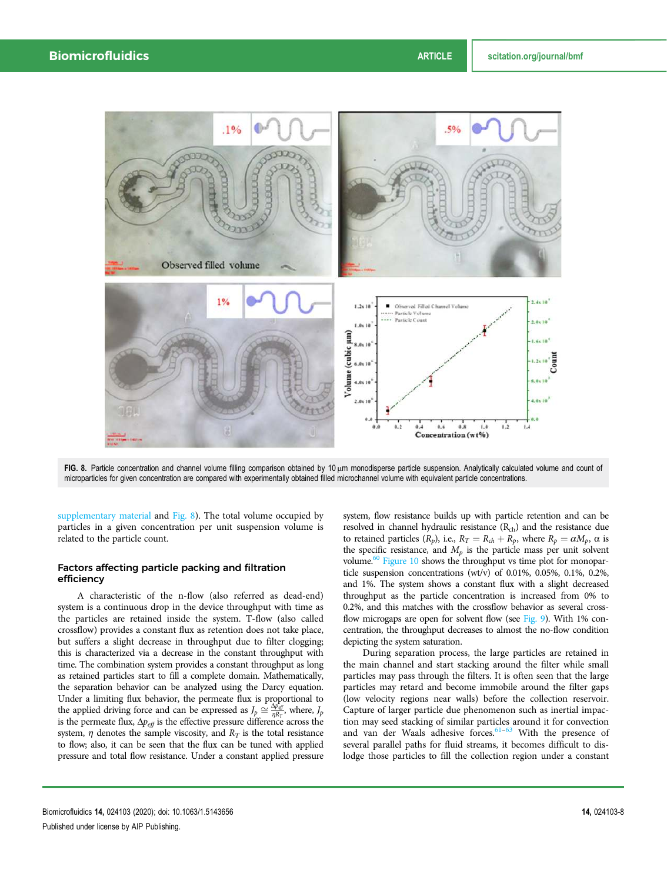FIG. 8. Particle concentration and channel volume filling comparison obtained by 10 μm monodisperse particle suspension. Analytically calculated volume and count of microparticles for given concentration are compared with experimentally obtained filled microchannel volume with equivalent particle concentrations.

supplementary material and Fig. 8). The total volume occupied by particles in a given concentration per unit suspension volume is related to the particle count.

### Factors affecting particle packing and filtration efficiency

A characteristic of the n-flow (also referred as dead-end) system is a continuous drop in the device throughput with time as the particles are retained inside the system. T-flow (also called crossflow) provides a constant flux as retention does not take place, but suffers a slight decrease in throughput due to filter clogging; this is characterized via a decrease in the constant throughput with time. The combination system provides a constant throughput as long as retained particles start to fill a complete domain. Mathematically, the separation behavior can be analyzed using the Darcy equation. Under a limiting flux behavior, the permeate flux is proportional to the applied driving force and can be expressed as $J_p \cong \frac{\Delta p_{eff}}{\eta R_T}$, where, $J_p$ is the permeate flux, $\Delta p_{eff}$ is the effective pressure difference across the system, $\eta$ denotes the sample viscosity, and $R_T$ is the total resistance to flow; also, it can be seen that the flux can be tuned with applied pressure and total flow resistance. Under a constant applied pressure system, flow resistance builds up with particle retention and can be resolved in channel hydraulic resistance ($R_{ch}$) and the resistance due to retained particles ($R_p$), i.e., $R_T = R_{ch} + R_p$, where $R_p = \alpha M_p$, α is the specific resistance, and $M_p$ is the particle mass per unit solvent volume.[60] Figure 10 shows the throughput vs time plot for monoparticle suspension concentrations (wt/v) of 0.01%, 0.05%, 0.1%, 0.2%, and 1%. The system shows a constant flux with a slight decreased throughput as the particle concentration is increased from 0% to 0.2%, and this matches with the crossflow behavior as several crossflow microgaps are open for solvent flow (see Fig. 9). With 1% concentration, the throughput decreases to almost the no-flow condition depicting the system saturation.

During separation process, the large particles are retained in the main channel and start stacking around the filter while small particles may pass through the filters. It is often seen that the large particles may retard and become immobile around the filter gaps (low velocity regions near walls) before the collection reservoir. Capture of larger particle due phenomenon such as inertial impaction may seed stacking of similar particles around it for convection and van der Waals adhesive forces.[61–63] With the presence of several parallel paths for fluid streams, it becomes difficult to dislodge those particles to fill the collection region under a constant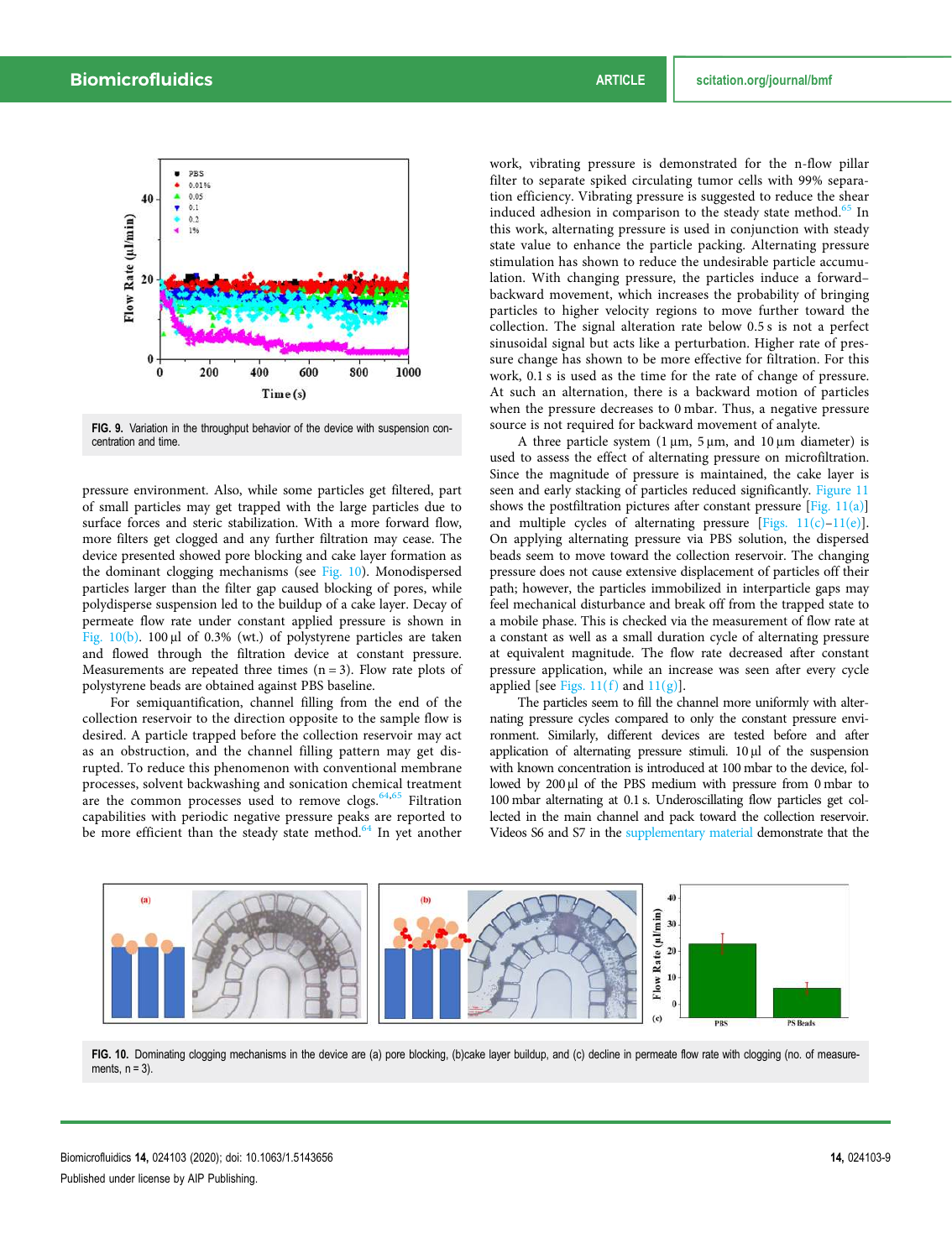FIG. 9. Variation in the throughput behavior of the device with suspension concentration and time.

pressure environment. Also, while some particles get filtered, part of small particles may get trapped with the large particles due to surface forces and steric stabilization. With a more forward flow, more filters get clogged and any further filtration may cease. The device presented showed pore blocking and cake layer formation as the dominant clogging mechanisms (see Fig. 10). Monodispersed particles larger than the filter gap caused blocking of pores, while polydisperse suspension led to the buildup of a cake layer. Decay of permeate flow rate under constant applied pressure is shown in Fig. 10(b). 100 μl of 0.3% (wt.) of polystyrene particles are taken and flowed through the filtration device at constant pressure. Measurements are repeated three times (n = 3). Flow rate plots of polystyrene beads are obtained against PBS baseline.

For semiquantification, channel filling from the end of the collection reservoir to the direction opposite to the sample flow is desired. A particle trapped before the collection reservoir may act as an obstruction, and the channel filling pattern may get disrupted. To reduce this phenomenon with conventional membrane processes, solvent backwashing and sonication chemical treatment are the common processes used to remove clogs.[64,65] Filtration capabilities with periodic negative pressure peaks are reported to be more efficient than the steady state method.[64] In yet another work, vibrating pressure is demonstrated for the n-flow pillar filter to separate spiked circulating tumor cells with 99% separation efficiency. Vibrating pressure is suggested to reduce the shear induced adhesion in comparison to the steady state method.[65] In this work, alternating pressure is used in conjunction with steady state value to enhance the particle packing. Alternating pressure stimulation has shown to reduce the undesirable particle accumulation. With changing pressure, the particles induce a forward–backward movement, which increases the probability of bringing particles to higher velocity regions to move further toward the collection. The signal alteration rate below 0.5 s is not a perfect sinusoidal signal but acts like a perturbation. Higher rate of pressure change has shown to be more effective for filtration. For this work, 0.1 s is used as the time for the rate of change of pressure. At such an alternation, there is a backward motion of particles when the pressure decreases to 0 mbar. Thus, a negative pressure source is not required for backward movement of analyte.

A three particle system (1 μm, 5 μm, and 10 μm diameter) is used to assess the effect of alternating pressure on microfiltration. Since the magnitude of pressure is maintained, the cake layer is seen and early stacking of particles reduced significantly. Figure 11 shows the postfiltration pictures after constant pressure [Fig. 11(a)] and multiple cycles of alternating pressure [Figs. 11(c)–11(e)]. On applying alternating pressure via PBS solution, the dispersed beads seem to move toward the collection reservoir. The changing pressure does not cause extensive displacement of particles off their path; however, the particles immobilized in interparticle gaps may feel mechanical disturbance and break off from the trapped state to a mobile phase. This is checked via the measurement of flow rate at a constant as well as a small duration cycle of alternating pressure at equivalent magnitude. The flow rate decreased after constant pressure application, while an increase was seen after every cycle applied [see Figs. 11(f) and 11(g)].

The particles seem to fill the channel more uniformly with alternating pressure cycles compared to only the constant pressure environment. Similarly, different devices are tested before and after application of alternating pressure stimuli. 10 μl of the suspension with known concentration is introduced at 100 mbar to the device, followed by 200 μl of the PBS medium with pressure from 0 mbar to 100 mbar alternating at 0.1 s. Underoscillating flow particles get collected in the main channel and pack toward the collection reservoir. Videos S6 and S7 in the supplementary material demonstrate that the

FIG. 10. Dominating clogging mechanisms in the device are (a) pore blocking, (b) cake layer buildup, and (c) decline in permeate flow rate with clogging (no. of measurements, n = 3).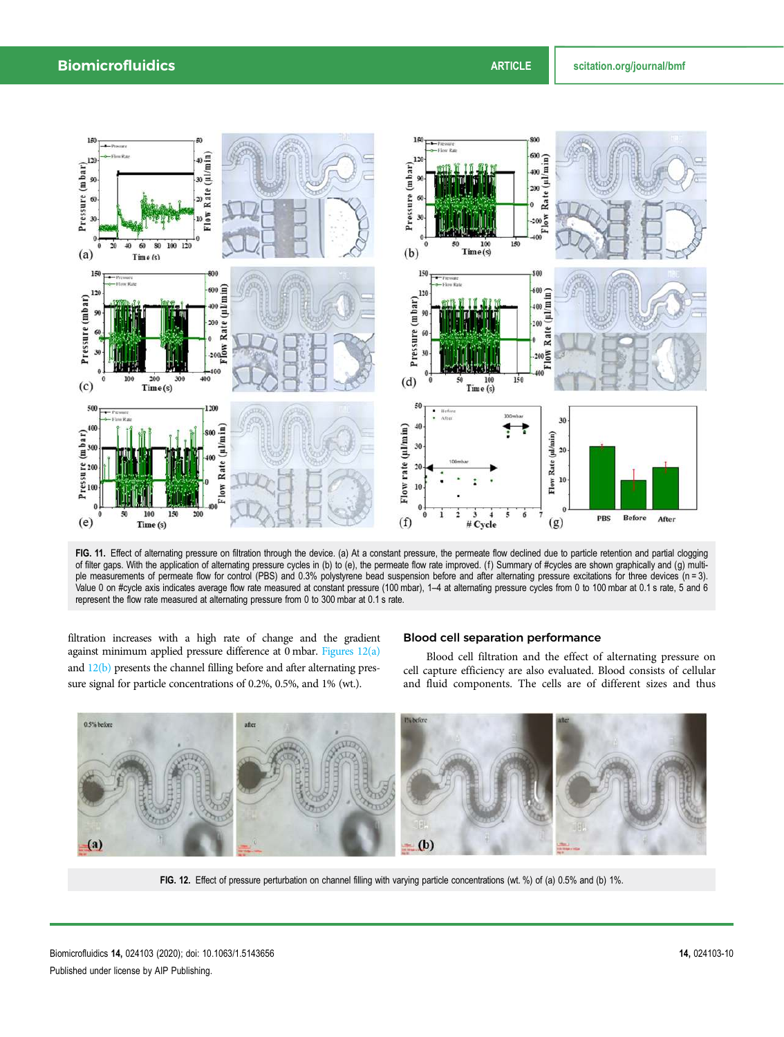FIG. 11. Effect of alternating pressure on filtration through the device. (a) At a constant pressure, the permeate flow declined due to particle retention and partial clogging of filter gaps. With the application of alternating pressure cycles in (b) to (e), the permeate flow rate improved. (f) Summary of #cycles are shown graphically and (g) multiple measurements of permeate flow for control (PBS) and 0.3% polystyrene bead suspension before and after alternating pressure excitations for three devices (n = 3). Value 0 on #cycle axis indicates average flow rate measured at constant pressure (100 mbar), 1–4 at alternating pressure cycles from 0 to 100 mbar at 0.1 s rate, 5 and 6 represent the flow rate measured at alternating pressure from 0 to 300 mbar at 0.1 s rate.

filtration increases with a high rate of change and the gradient against minimum applied pressure difference at 0 mbar. Figures 12(a) and 12(b) presents the channel filling before and after alternating pressure signal for particle concentrations of 0.2%, 0.5%, and 1% (wt.).

## Blood cell separation performance

Blood cell filtration and the effect of alternating pressure on cell capture efficiency are also evaluated. Blood consists of cellular and fluid components. The cells are of different sizes and thus

FIG. 12. Effect of pressure perturbation on channel filling with varying particle concentrations (wt. %) of (a) 0.5% and (b) 1%.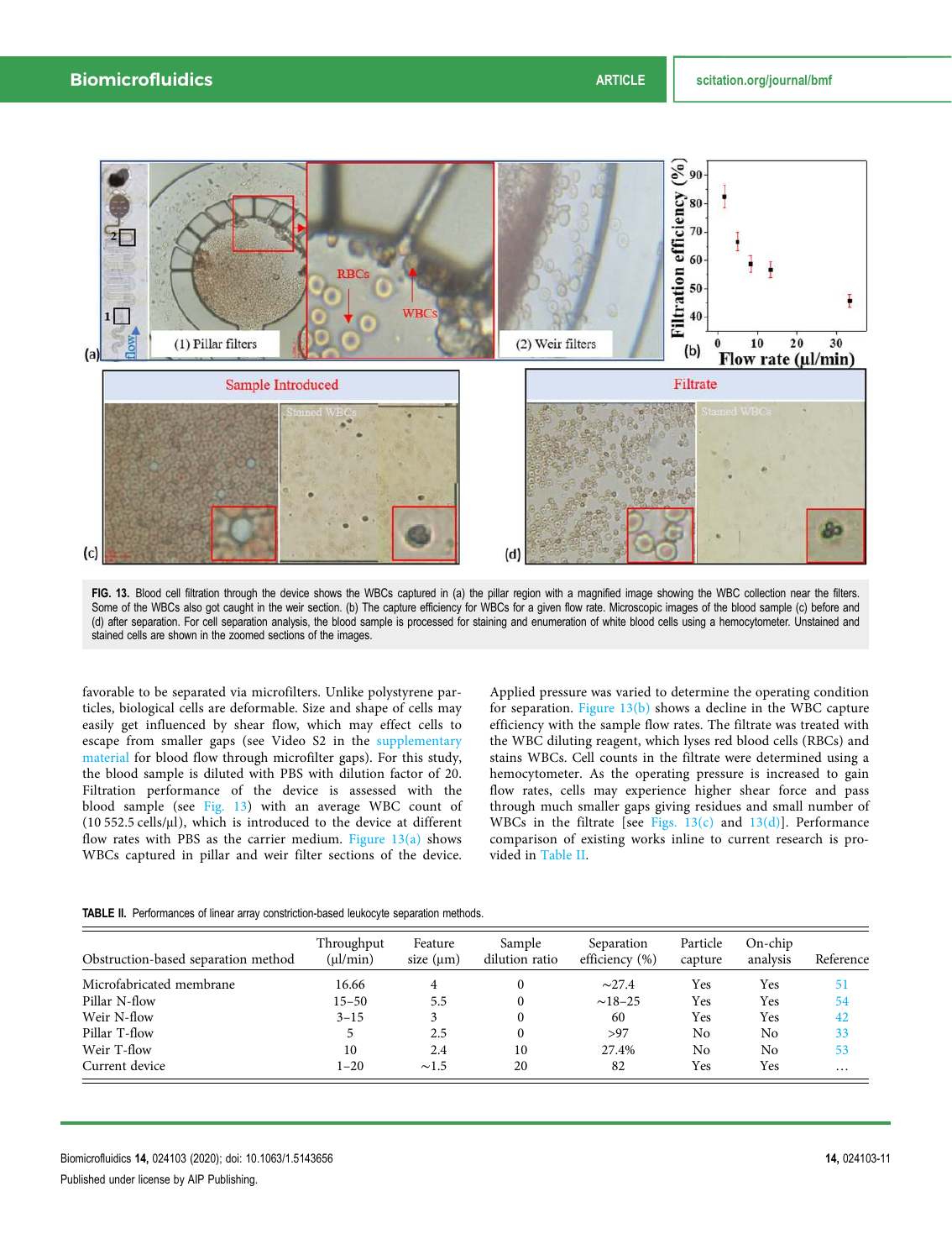FIG. 13. Blood cell filtration through the device shows the WBCs captured in (a) the pillar region with a magnified image showing the WBC collection near the filters. Some of the WBCs also got caught in the weir section. (b) The capture efficiency for WBCs for a given flow rate. Microscopic images of the blood sample (c) before and (d) after separation. For cell separation analysis, the blood sample is processed for staining and enumeration of white blood cells using a hemocytometer. Unstained and stained cells are shown in the zoomed sections of the images.

favorable to be separated via microfilters. Unlike polystyrene particles, biological cells are deformable. Size and shape of cells may easily get influenced by shear flow, which may effect cells to escape from smaller gaps (see Video S2 in the supplementary material for blood flow through microfilter gaps). For this study, the blood sample is diluted with PBS with dilution factor of 20. Filtration performance of the device is assessed with the blood sample (see Fig. 13) with an average WBC count of (10 552.5 cells/μl), which is introduced to the device at different flow rates with PBS as the carrier medium. Figure 13(a) shows WBCs captured in pillar and weir filter sections of the device. Applied pressure was varied to determine the operating condition for separation. Figure 13(b) shows a decline in the WBC capture efficiency with the sample flow rates. The filtrate was treated with the WBC diluting reagent, which lyses red blood cells (RBCs) and stains WBCs. Cell counts in the filtrate were determined using a hemocytometer. As the operating pressure is increased to gain flow rates, cells may experience higher shear force and pass through much smaller gaps giving residues and small number of WBCs in the filtrate [see Figs. 13(c) and 13(d)]. Performance comparison of existing works inline to current research is provided in Table II.

TABLE II. Performances of linear array constriction-based leukocyte separation methods.

| Obstruction-based separation method | Throughput (μl/min) | Feature size (μm) | Sample dilution ratio | Separation efficiency (%) | Particle capture | On-chip analysis | Reference |
|---|---|---|---|---|---|---|---|
| Microfabricated membrane | 16.66 | 4 | 0 | ~27.4 | Yes | Yes | 51 |
| Pillar N-flow | 15–50 | 5.5 | 0 | ~18–25 | Yes | Yes | 54 |
| Weir N-flow | 3–15 | 3 | 0 | 60 | Yes | Yes | 42 |
| Pillar T-flow | 5 | 2.5 | 0 | >97 | No | No | 33 |
| Weir T-flow | 10 | 2.4 | 10 | 27.4% | No | No | 53 |
| Current device | 1–20 | ~1.5 | 20 | 82 | Yes | Yes | … |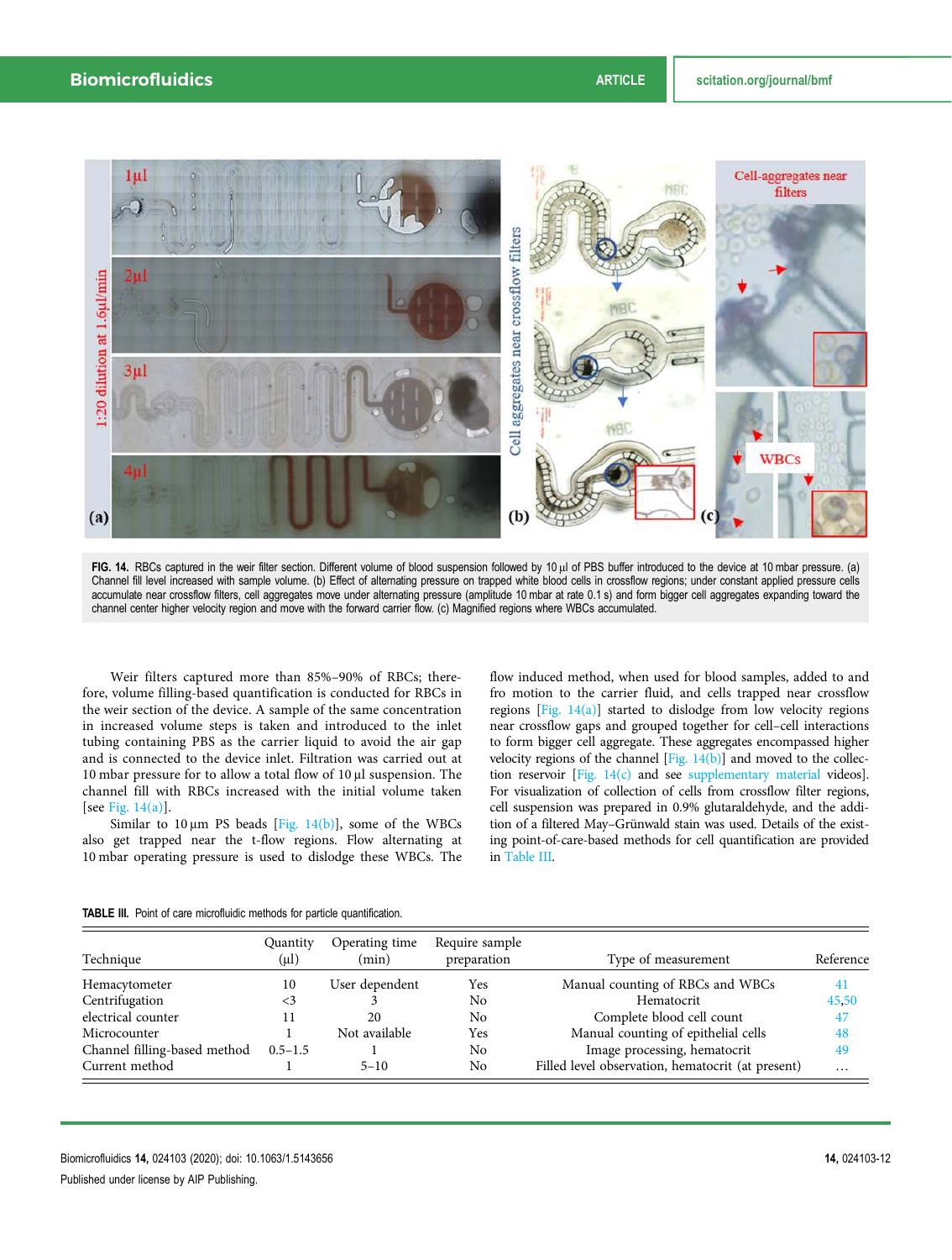FIG. 14. RBCs captured in the weir filter section. Different volume of blood suspension followed by 10 μl of PBS buffer introduced to the device at 10 mbar pressure. (a) Channel fill level increased with sample volume. (b) Effect of alternating pressure on trapped white blood cells in crossflow regions; under constant applied pressure cells accumulate near crossflow filters, cell aggregates move under alternating pressure (amplitude 10 mbar at rate 0.1 s) and form bigger cell aggregates expanding toward the channel center higher velocity region and move with the forward carrier flow. (c) Magnified regions where WBCs accumulated.

Weir filters captured more than 85%–90% of RBCs; therefore, volume filling-based quantification is conducted for RBCs in the weir section of the device. A sample of the same concentration in increased volume steps is taken and introduced to the inlet tubing containing PBS as the carrier liquid to avoid the air gap and is connected to the device inlet. Filtration was carried out at 10 mbar pressure for to allow a total flow of 10 μl suspension. The channel fill with RBCs increased with the initial volume taken [see Fig. 14(a)].

Similar to 10 μm PS beads [Fig. 14(b)], some of the WBCs also get trapped near the t-flow regions. Flow alternating at 10 mbar operating pressure is used to dislodge these WBCs. The flow induced method, when used for blood samples, added to and fro motion to the carrier fluid, and cells trapped near crossflow regions [Fig. 14(a)] started to dislodge from low velocity regions near crossflow gaps and grouped together for cell–cell interactions to form bigger cell aggregate. These aggregates encompassed higher velocity regions of the channel [Fig. 14(b)] and moved to the collection reservoir [Fig. 14(c) and see supplementary material videos]. For visualization of collection of cells from crossflow filter regions, cell suspension was prepared in 0.9% glutaraldehyde, and the addition of a filtered May–Grünwald stain was used. Details of the existing point-of-care-based methods for cell quantification are provided in Table III.

TABLE III. Point of care microfluidic methods for particle quantification.

| Technique | Quantity (μl) | Operating time (min) | Require sample preparation | Type of measurement | Reference |
|---|---|---|---|---|---|
| Hemacytometer | 10 | User dependent | Yes | Manual counting of RBCs and WBCs | 41 |
| Centrifugation | <3 | 3 | No | Hematocrit | 45,50 |
| electrical counter | 11 | 20 | No | Complete blood cell count | 47 |
| Microcounter | 1 | Not available | Yes | Manual counting of epithelial cells | 48 |
| Channel filling-based method | 0.5–1.5 | 1 | No | Image processing, hematocrit | 49 |
| Current method | 1 | 5–10 | No | Filled level observation, hematocrit (at present) | … |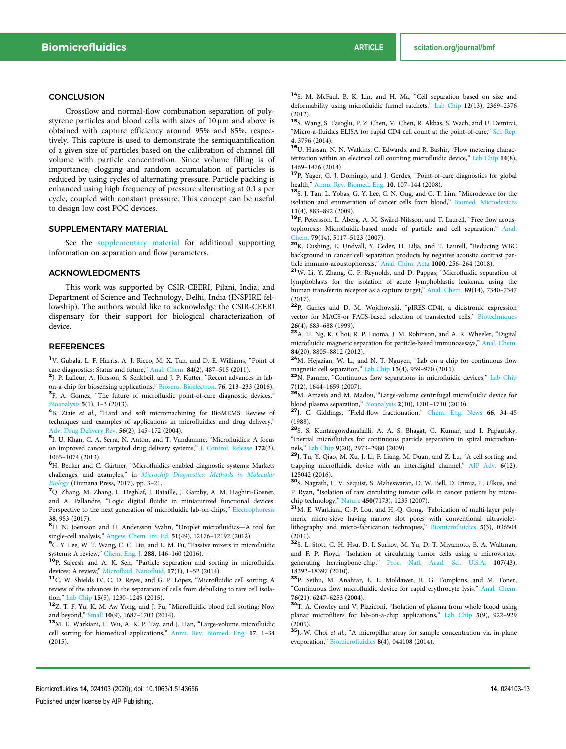## CONCLUSION

Crossflow and normal-flow combination separation of polystyrene particles and blood cells with sizes of 10 μm and above is obtained with capture efficiency around 95% and 85%, respectively. This capture is used to demonstrate the semiquantification of a given size of particles based on the calibration of channel fill volume with particle concentration. Since volume filling is of importance, clogging and random accumulation of particles is reduced by using cycles of alternating pressure. Particle packing is enhanced using high frequency of pressure alternating at 0.1 s per cycle, coupled with constant pressure. This concept can be useful to design low cost POC devices.

## SUPPLEMENTARY MATERIAL

See the supplementary material for additional supporting information on separation and flow parameters.

## ACKNOWLEDGMENTS

This work was supported by CSIR-CEERI, Pilani, India, and Department of Science and Technology, Delhi, India (INSPIRE fellowship). The authors would like to acknowledge the CSIR-CEERI dispensary for their support for biological characterization of device.

## REFERENCES

[1] V. Gubala, L. F. Harris, A. J. Ricco, M. X. Tan, and D. E. Williams, "Point of care diagnostics: Status and future," Anal. Chem. **84**(2), 487–515 (2011).

[2] J. P. Lafleur, A. Jönsson, S. Senkbeil, and J. P. Kutter, "Recent advances in lab-on-a-chip for biosensing applications," Biosens. Bioelectron. **76**, 213–233 (2016).

[3] F. A. Gomez, "The future of microfluidic point-of-care diagnostic devices," Bioanalysis **5**(1), 1–3 (2013).

[4] B. Ziaie *et al.*, "Hard and soft micromachining for BioMEMS: Review of techniques and examples of applications in microfluidics and drug delivery," Adv. Drug Delivery Rev. **56**(2), 145–172 (2004).

[5] I. U. Khan, C. A. Serra, N. Anton, and T. Vandamme, "Microfluidics: A focus on improved cancer targeted drug delivery systems," J. Control. Release **172**(3), 1065–1074 (2013).

[6] H. Becker and C. Gärtner, "Microfluidics-enabled diagnostic systems: Markets challenges, and examples," in *Microchip Diagnostics: Methods in Molecular Biology* (Humana Press, 2017), pp. 3–21.

[7] Q. Zhang, M. Zhang, L. Deghlaf, J. Bataille, J. Gamby, A. M. Haghiri-Gosnet, and A. Pallandre, "Logic digital fluidic in miniaturized functional devices: Perspective to the next generation of microfluidic lab-on-chips," Electrophoresis **38**, 953 (2017).

[8] H. N. Joensson and H. Andersson Svahn, "Droplet microfluidics—A tool for single-cell analysis," Angew. Chem. Int. Ed. **51**(49), 12176–12192 (2012).

[9] C. Y. Lee, W. T. Wang, C. C. Liu, and L. M. Fu, "Passive mixers in microfluidic systems: A review," Chem. Eng. J. **288**, 146–160 (2016).

[10] P. Sajeesh and A. K. Sen, "Particle separation and sorting in microfluidic devices: A review," Microfluid. Nanofluid. **17**(1), 1–52 (2014).

[11] C. W. Shields IV, C. D. Reyes, and G. P. López, "Microfluidic cell sorting: A review of the advances in the separation of cells from debulking to rare cell isolation," Lab Chip **15**(5), 1230–1249 (2015).

[12] Z. T. F. Yu, K. M. Aw Yong, and J. Fu, "Microfluidic blood cell sorting: Now and beyond," Small **10**(9), 1687–1703 (2014).

[13] M. E. Warkiani, L. Wu, A. K. P. Tay, and J. Han, "Large-volume microfluidic cell sorting for biomedical applications," Annu. Rev. Biomed. Eng. **17**, 1–34 (2015).

[14] S. M. McFaul, B. K. Lin, and H. Ma, "Cell separation based on size and deformability using microfluidic funnel ratchets," Lab Chip **12**(13), 2369–2376 (2012).

[15] S. Wang, S. Tasoglu, P. Z. Chen, M. Chen, R. Akbas, S. Wach, and U. Demirci, "Micro-a-fluidics ELISA for rapid CD4 cell count at the point-of-care," Sci. Rep. **4**, 3796 (2014).

[16] U. Hassan, N. N. Watkins, C. Edwards, and R. Bashir, "Flow metering characterization within an electrical cell counting microfluidic device," Lab Chip **14**(8), 1469–1476 (2014).

[17] P. Yager, G. J. Domingo, and J. Gerdes, "Point-of-care diagnostics for global health," Annu. Rev. Biomed. Eng. **10**, 107–144 (2008).

[18] S. J. Tan, L. Yobas, G. Y. Lee, C. N. Ong, and C. T. Lim, "Microdevice for the isolation and enumeration of cancer cells from blood," Biomed. Microdevices **11**(4), 883–892 (2009).

[19] F. Petersson, L. Åberg, A. M. Swärd-Nilsson, and T. Laurell, "Free flow acoustophoresis: Microfluidic-based mode of particle and cell separation," Anal. Chem. **79**(14), 5117–5123 (2007).

[20] K. Cushing, E. Undvall, Y. Ceder, H. Lilja, and T. Laurell, "Reducing WBC background in cancer cell separation products by negative acoustic contrast particle immuno-acoustophoresis," Anal. Chim. Acta **1000**, 256–264 (2018).

[21] W. Li, Y. Zhang, C. P. Reynolds, and D. Pappas, "Microfluidic separation of lymphoblasts for the isolation of acute lymphoblastic leukemia using the human transferrin receptor as a capture target," Anal. Chem. **89**(14), 7340–7347 (2017).

[22] P. Gaines and D. M. Wojchowski, "pIRES-CD4t, a dicistronic expression vector for MACS-or FACS-based selection of transfected cells," Biotechniques **26**(4), 683–688 (1999).

[23] A. H. Ng, K. Choi, R. P. Luoma, J. M. Robinson, and A. R. Wheeler, "Digital microfluidic magnetic separation for particle-based immunoassays," Anal. Chem. **84**(20), 8805–8812 (2012).

[24] M. Hejazian, W. Li, and N. T. Nguyen, "Lab on a chip for continuous-flow magnetic cell separation," Lab Chip **15**(4), 959–970 (2015).

[25] N. Pamme, "Continuous flow separations in microfluidic devices," Lab Chip **7**(12), 1644–1659 (2007).

[26] M. Amasia and M. Madou, "Large-volume centrifugal microfluidic device for blood plasma separation," Bioanalysis **2**(10), 1701–1710 (2010).

[27] J. C. Giddings, "Field-flow fractionation," Chem. Eng. News **66**, 34–45 (1988).

[28] S. S. Kuntaegowdanahalli, A. A. S. Bhagat, G. Kumar, and I. Papautsky, "Inertial microfluidics for continuous particle separation in spiral microchannels," Lab Chip **9**(20), 2973–2980 (2009).

[29] J. Tu, Y. Qiao, M. Xu, J. Li, F. Liang, M. Duan, and Z. Lu, "A cell sorting and trapping microfluidic device with an interdigital channel," AIP Adv. **6**(12), 125042 (2016).

[30] S. Nagrath, L. V. Sequist, S. Maheswaran, D. W. Bell, D. Irimia, L. Ulkus, and P. Ryan, "Isolation of rare circulating tumour cells in cancer patients by microchip technology," Nature **450**(7173), 1235 (2007).

[31] M. E. Warkiani, C.-P. Lou, and H.-Q. Gong, "Fabrication of multi-layer polymeric micro-sieve having narrow slot pores with conventional ultraviolet-lithography and micro-fabrication techniques," Biomicrofluidics **5**(3), 036504 (2011).

[32] S. L. Stott, C. H. Hsu, D. I. Surkov, M. Yu, D. T. Miyamoto, B. A. Waltman, and F. P. Floyd, "Isolation of circulating tumor cells using a microvortex-generating herringbone-chip," Proc. Natl. Acad. Sci. U.S.A. **107**(43), 18392–18397 (2010).

[33] P. Sethu, M. Anahtar, L. L. Moldawer, R. G. Tompkins, and M. Toner, "Continuous flow microfluidic device for rapid erythrocyte lysis," Anal. Chem. **76**(21), 6247–6253 (2004).

[34] T. A. Crowley and V. Pizziconi, "Isolation of plasma from whole blood using planar microfilters for lab-on-a-chip applications," Lab Chip **5**(9), 922–929 (2005).

[35] J.-W. Choi *et al.*, "A micropillar array for sample concentration via in-plane evaporation," Biomicrofluidics **8**(4), 044108 (2014).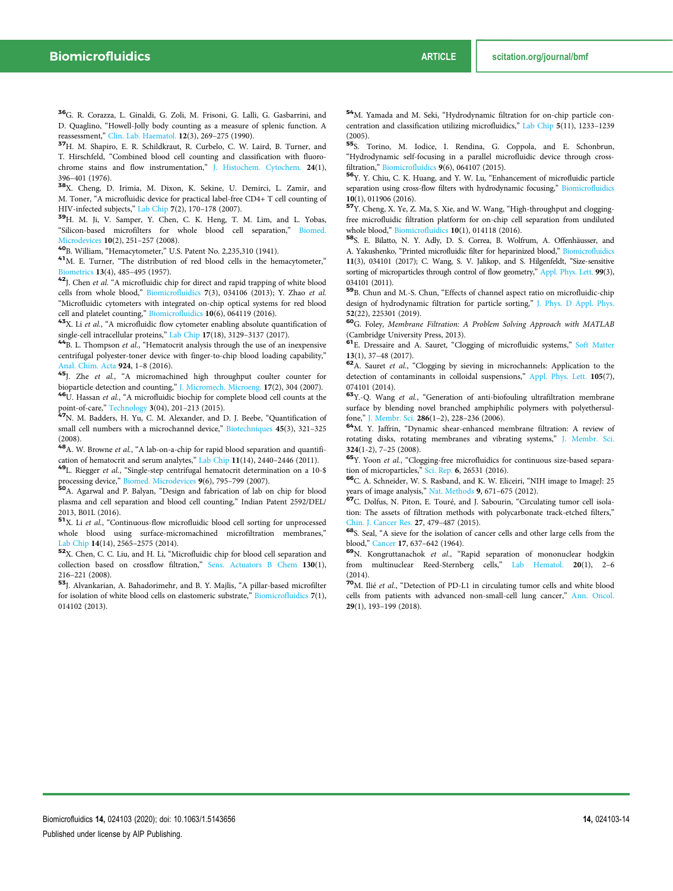[36] G. R. Corazza, L. Ginaldi, G. Zoli, M. Frisoni, G. Lalli, G. Gasbarrini, and D. Quaglino, "Howell-Jolly body counting as a measure of splenic function. A reassessment," Clin. Lab. Haematol. **12**(3), 269–275 (1990).

[37] H. M. Shapiro, E. R. Schildkraut, R. Curbelo, C. W. Laird, B. Turner, and T. Hirschfeld, "Combined blood cell counting and classification with fluorochrome stains and flow instrumentation," J. Histochem. Cytochem. **24**(1), 396–401 (1976).

[38] X. Cheng, D. Irimia, M. Dixon, K. Sekine, U. Demirci, L. Zamir, and M. Toner, "A microfluidic device for practical label-free CD4+ T cell counting of HIV-infected subjects," Lab Chip **7**(2), 170–178 (2007).

[39] H. M. Ji, V. Samper, Y. Chen, C. K. Heng, T. M. Lim, and L. Yobas, "Silicon-based microfilters for whole blood cell separation," Biomed. Microdevices **10**(2), 251–257 (2008).

[40] B. William, "Hemacytometer," U.S. Patent No. 2,235,310 (1941).

[41] M. E. Turner, "The distribution of red blood cells in the hemacytometer," Biometrics **13**(4), 485–495 (1957).

[42] J. Chen *et al.* "A microfluidic chip for direct and rapid trapping of white blood cells from whole blood," Biomicrofluidics **7**(3), 034106 (2013); Y. Zhao *et al.* "Microfluidic cytometers with integrated on-chip optical systems for red blood cell and platelet counting," Biomicrofluidics **10**(6), 064119 (2016).

[43] X. Li *et al.*, "A microfluidic flow cytometer enabling absolute quantification of single-cell intracellular proteins," Lab Chip **17**(18), 3129–3137 (2017).

[44] B. L. Thompson *et al.*, "Hematocrit analysis through the use of an inexpensive centrifugal polyester-toner device with finger-to-chip blood loading capability," Anal. Chim. Acta **924**, 1–8 (2016).

[45] J. Zhe *et al.*, "A micromachined high throughput coulter counter for bioparticle detection and counting," J. Micromech. Microeng. **17**(2), 304 (2007).

[46] U. Hassan *et al.*, "A microfluidic biochip for complete blood cell counts at the point-of-care," Technology **3**(04), 201–213 (2015).

[47] N. M. Badders, H. Yu, C. M. Alexander, and D. J. Beebe, "Quantification of small cell numbers with a microchannel device," Biotechniques **45**(3), 321–325 (2008).

[48] A. W. Browne *et al.*, "A lab-on-a-chip for rapid blood separation and quantification of hematocrit and serum analytes," Lab Chip **11**(14), 2440–2446 (2011).

[49] L. Riegger *et al.*, "Single-step centrifugal hematocrit determination on a 10-$ processing device," Biomed. Microdevices **9**(6), 795–799 (2007).

[50] A. Agarwal and P. Balyan, "Design and fabrication of lab on chip for blood plasma and cell separation and blood cell counting," Indian Patent 2592/DEL/2013, B01L (2016).

[51] X. Li *et al.*, "Continuous-flow microfluidic blood cell sorting for unprocessed whole blood using surface-micromachined microfiltration membranes," Lab Chip **14**(14), 2565–2575 (2014).

[52] X. Chen, C. C. Liu, and H. Li, "Microfluidic chip for blood cell separation and collection based on crossflow filtration," Sens. Actuators B Chem **130**(1), 216–221 (2008).

[53] J. Alvankarian, A. Bahadorimehr, and B. Y. Majlis, "A pillar-based microfilter for isolation of white blood cells on elastomeric substrate," Biomicrofluidics **7**(1), 014102 (2013).

[54] M. Yamada and M. Seki, "Hydrodynamic filtration for on-chip particle concentration and classification utilizing microfluidics," Lab Chip **5**(11), 1233–1239 (2005).

[55] S. Torino, M. Iodice, I. Rendina, G. Coppola, and E. Schonbrun, "Hydrodynamic self-focusing in a parallel microfluidic device through cross-filtration," Biomicrofluidics **9**(6), 064107 (2015).

[56] Y. Y. Chiu, C. K. Huang, and Y. W. Lu, "Enhancement of microfluidic particle separation using cross-flow filters with hydrodynamic focusing," Biomicrofluidics **10**(1), 011906 (2016).

[57] Y. Cheng, X. Ye, Z. Ma, S. Xie, and W. Wang, "High-throughput and clogging-free microfluidic filtration platform for on-chip cell separation from undiluted whole blood," Biomicrofluidics **10**(1), 014118 (2016).

[58] S. E. Bilatto, N. Y. Adly, D. S. Correa, B. Wolfrum, A. Offenhäusser, and A. Yakushenko, "Printed microfluidic filter for heparinized blood," Biomicrofluidics **11**(3), 034101 (2017); C. Wang, S. V. Jalikop, and S. Hilgenfeldt, "Size-sensitive sorting of microparticles through control of flow geometry," Appl. Phys. Lett. **99**(3), 034101 (2011).

[59] B. Chun and M.-S. Chun, "Effects of channel aspect ratio on microfluidic-chip design of hydrodynamic filtration for particle sorting," J. Phys. D Appl. Phys. **52**(22), 225301 (2019).

[60] G. Foley, *Membrane Filtration: A Problem Solving Approach with MATLAB* (Cambridge University Press, 2013).

[61] E. Dressaire and A. Sauret, "Clogging of microfluidic systems," Soft Matter **13**(1), 37–48 (2017).

[62] A. Sauret *et al.*, "Clogging by sieving in microchannels: Application to the detection of contaminants in colloidal suspensions," Appl. Phys. Lett. **105**(7), 074101 (2014).

[63] Y.-Q. Wang *et al.*, "Generation of anti-biofouling ultrafiltration membrane surface by blending novel branched amphiphilic polymers with polyethersulfone," J. Membr. Sci. **286**(1–2), 228–236 (2006).

[64] M. Y. Jaffrin, "Dynamic shear-enhanced membrane filtration: A review of rotating disks, rotating membranes and vibrating systems," J. Membr. Sci. **324**(1-2), 7–25 (2008).

[65] Y. Yoon *et al.*, "Clogging-free microfluidics for continuous size-based separation of microparticles," Sci. Rep. **6**, 26531 (2016).

[66] C. A. Schneider, W. S. Rasband, and K. W. Eliceiri, "NIH image to ImageJ: 25 years of image analysis," Nat. Methods **9**, 671–675 (2012).

[67] C. Dolfus, N. Piton, E. Touré, and J. Sabourin, "Circulating tumor cell isolation: The assets of filtration methods with polycarbonate track-etched filters," Chin. J. Cancer Res. **27**, 479–487 (2015).

[68] S. Seal, "A sieve for the isolation of cancer cells and other large cells from the blood," Cancer **17**, 637–642 (1964).

[69] N. Kongruttanachok *et al.*, "Rapid separation of mononuclear hodgkin from multinuclear Reed-Sternberg cells," Lab Hematol. **20**(1), 2–6 (2014).

[70] M. Ilié *et al.*, "Detection of PD-L1 in circulating tumor cells and white blood cells from patients with advanced non-small-cell lung cancer," Ann. Oncol. **29**(1), 193–199 (2018).